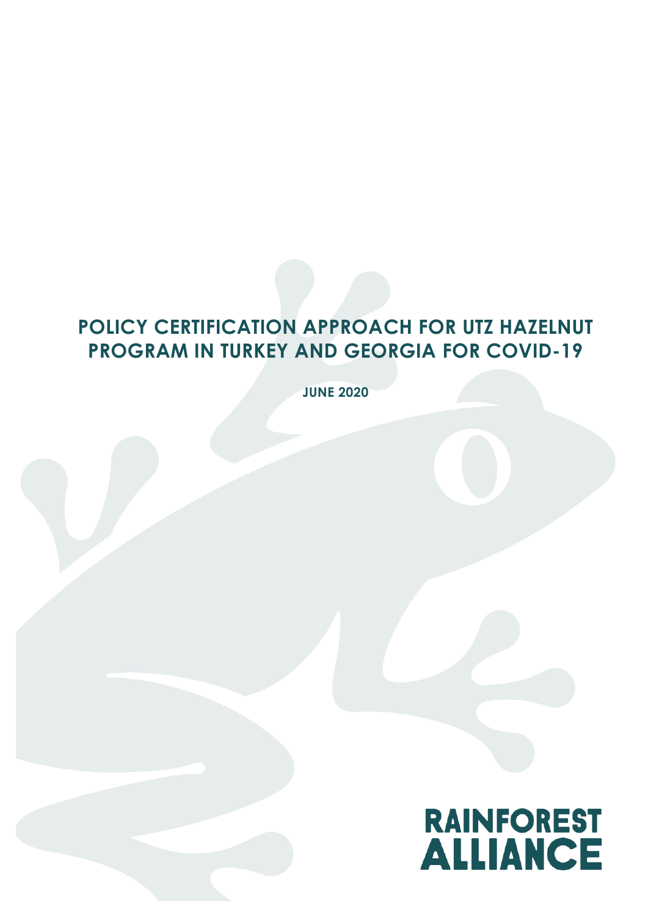# POLICY CERTIFICATION APPROACH FOR UTZ HAZELNUT PROGRAM IN TURKEY AND GEORGIA FOR COVID-19

**JUNE 2020**

RAINFOREST ALLIANCE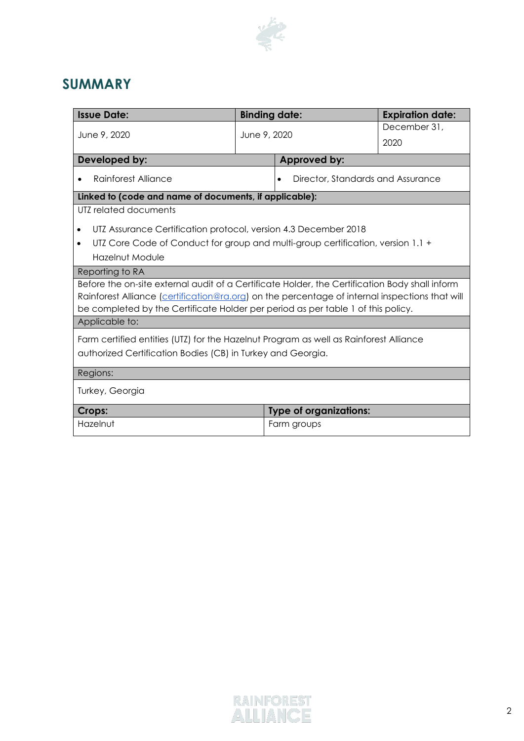## SUMMARY

| Issue Date: | Binding date: | Expiration date: |
|---|---|---|
| June 9, 2020 | June 9, 2020 | December 31, 2020 |

| Developed by: | Approved by: |
|---|---|
| • Rainforest Alliance | • Director, Standards and Assurance |

**Linked to (code and name of documents, if applicable):**

UTZ related documents

- UTZ Assurance Certification protocol, version 4.3 December 2018
- UTZ Core Code of Conduct for group and multi-group certification, version 1.1 + Hazelnut Module

Reporting to RA

Before the on-site external audit of a Certificate Holder, the Certification Body shall inform Rainforest Alliance (certification@ra.org) on the percentage of internal inspections that will be completed by the Certificate Holder per period as per table 1 of this policy.

Applicable to:

Farm certified entities (UTZ) for the Hazelnut Program as well as Rainforest Alliance authorized Certification Bodies (CB) in Turkey and Georgia.

Regions:

Turkey, Georgia

| Crops: | Type of organizations: |
|---|---|
| Hazelnut | Farm groups |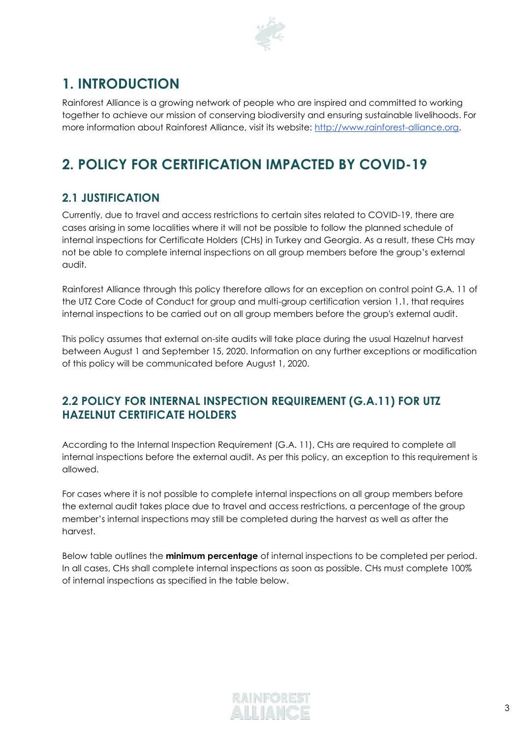# 1. INTRODUCTION

Rainforest Alliance is a growing network of people who are inspired and committed to working together to achieve our mission of conserving biodiversity and ensuring sustainable livelihoods. For more information about Rainforest Alliance, visit its website: [http://www.rainforest-alliance.org](http://www.rainforest-alliance.org).

# 2. POLICY FOR CERTIFICATION IMPACTED BY COVID-19

## 2.1 JUSTIFICATION

Currently, due to travel and access restrictions to certain sites related to COVID-19, there are cases arising in some localities where it will not be possible to follow the planned schedule of internal inspections for Certificate Holders (CHs) in Turkey and Georgia. As a result, these CHs may not be able to complete internal inspections on all group members before the group's external audit.

Rainforest Alliance through this policy therefore allows for an exception on control point G.A. 11 of the UTZ Core Code of Conduct for group and multi-group certification version 1.1, that requires internal inspections to be carried out on all group members before the group's external audit.

This policy assumes that external on-site audits will take place during the usual Hazelnut harvest between August 1 and September 15, 2020. Information on any further exceptions or modification of this policy will be communicated before August 1, 2020.

## 2.2 POLICY FOR INTERNAL INSPECTION REQUIREMENT (G.A.11) FOR UTZ HAZELNUT CERTIFICATE HOLDERS

According to the Internal Inspection Requirement (G.A. 11), CHs are required to complete all internal inspections before the external audit. As per this policy, an exception to this requirement is allowed.

For cases where it is not possible to complete internal inspections on all group members before the external audit takes place due to travel and access restrictions, a percentage of the group member's internal inspections may still be completed during the harvest as well as after the harvest.

Below table outlines the **minimum percentage** of internal inspections to be completed per period. In all cases, CHs shall complete internal inspections as soon as possible. CHs must complete 100% of internal inspections as specified in the table below.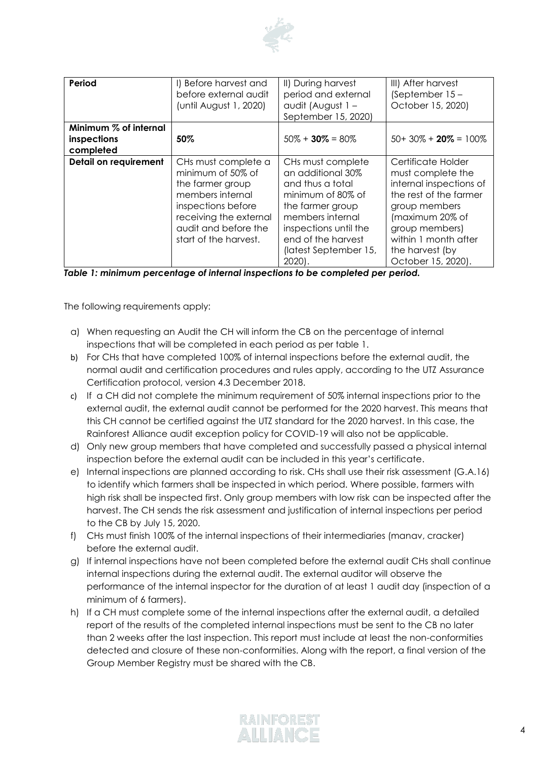| **Period** | I) Before harvest and before external audit (until August 1, 2020) | II) During harvest period and external audit (August 1 – September 15, 2020) | III) After harvest (September 15 – October 15, 2020) |
|---|---|---|---|
| **Minimum % of internal inspections completed** | **50%** | 50% + **30%** = 80% | 50+ 30% + **20%** = 100% |
| **Detail on requirement** | CHs must complete a minimum of 50% of the farmer group members internal inspections before receiving the external audit and before the start of the harvest. | CHs must complete an additional 30% and thus a total minimum of 80% of the farmer group members internal inspections until the end of the harvest (latest September 15, 2020). | Certificate Holder must complete the internal inspections of the rest of the farmer group members (maximum 20% of group members) within 1 month after the harvest (by October 15, 2020). |

***Table 1: minimum percentage of internal inspections to be completed per period.***

The following requirements apply:

a) When requesting an Audit the CH will inform the CB on the percentage of internal inspections that will be completed in each period as per table 1.

b) For CHs that have completed 100% of internal inspections before the external audit, the normal audit and certification procedures and rules apply, according to the UTZ Assurance Certification protocol, version 4.3 December 2018.

c) If a CH did not complete the minimum requirement of 50% internal inspections prior to the external audit, the external audit cannot be performed for the 2020 harvest. This means that this CH cannot be certified against the UTZ standard for the 2020 harvest. In this case, the Rainforest Alliance audit exception policy for COVID-19 will also not be applicable.

d) Only new group members that have completed and successfully passed a physical internal inspection before the external audit can be included in this year's certificate.

e) Internal inspections are planned according to risk. CHs shall use their risk assessment (G.A.16) to identify which farmers shall be inspected in which period. Where possible, farmers with high risk shall be inspected first. Only group members with low risk can be inspected after the harvest. The CH sends the risk assessment and justification of internal inspections per period to the CB by July 15, 2020.

f) CHs must finish 100% of the internal inspections of their intermediaries (manav, cracker) before the external audit.

g) If internal inspections have not been completed before the external audit CHs shall continue internal inspections during the external audit. The external auditor will observe the performance of the internal inspector for the duration of at least 1 audit day (inspection of a minimum of 6 farmers).

h) If a CH must complete some of the internal inspections after the external audit, a detailed report of the results of the completed internal inspections must be sent to the CB no later than 2 weeks after the last inspection. This report must include at least the non-conformities detected and closure of these non-conformities. Along with the report, a final version of the Group Member Registry must be shared with the CB.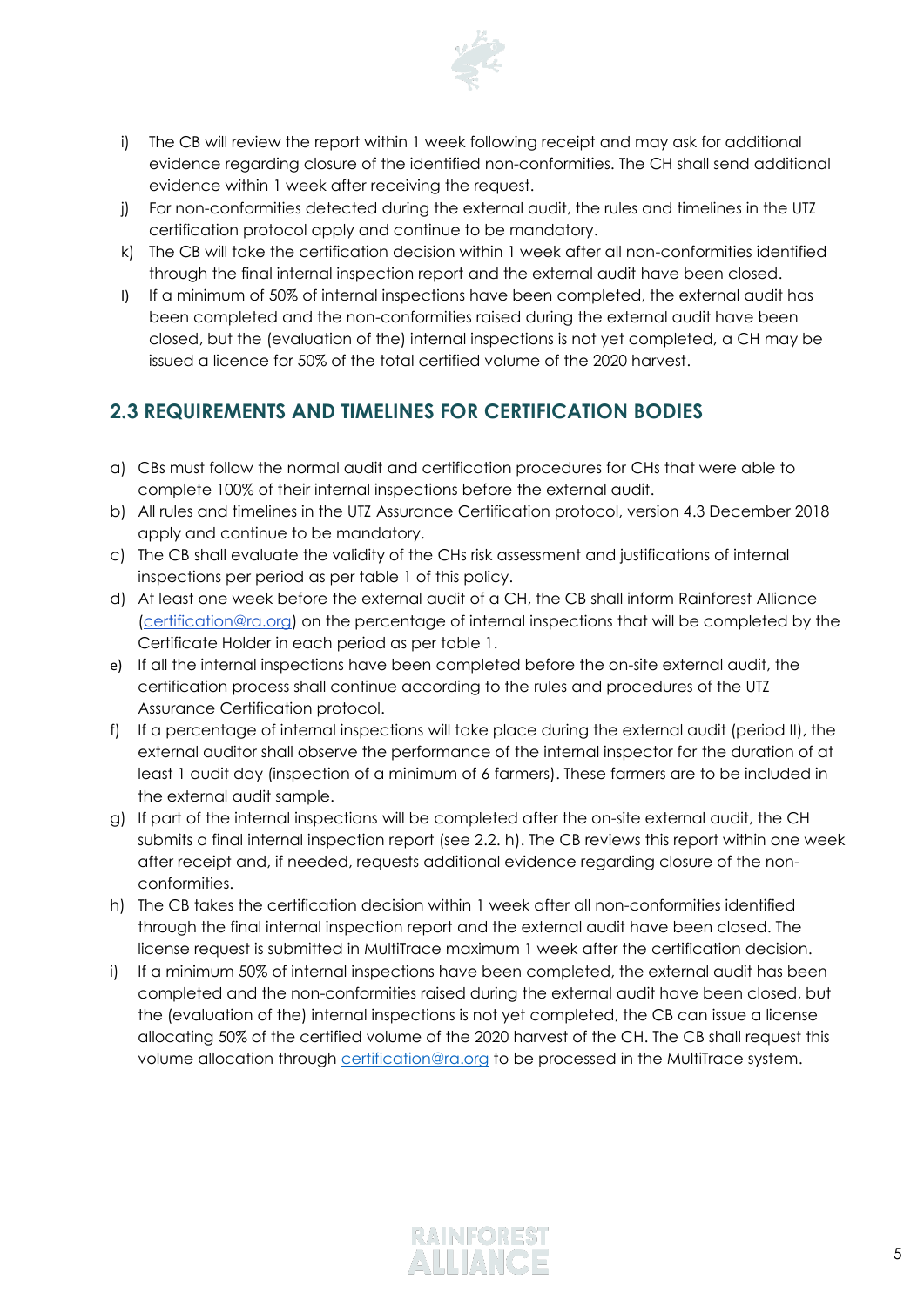i) The CB will review the report within 1 week following receipt and may ask for additional evidence regarding closure of the identified non-conformities. The CH shall send additional evidence within 1 week after receiving the request.

j) For non-conformities detected during the external audit, the rules and timelines in the UTZ certification protocol apply and continue to be mandatory.

k) The CB will take the certification decision within 1 week after all non-conformities identified through the final internal inspection report and the external audit have been closed.

l) If a minimum of 50% of internal inspections have been completed, the external audit has been completed and the non-conformities raised during the external audit have been closed, but the (evaluation of the) internal inspections is not yet completed, a CH may be issued a licence for 50% of the total certified volume of the 2020 harvest.

## 2.3 REQUIREMENTS AND TIMELINES FOR CERTIFICATION BODIES

a) CBs must follow the normal audit and certification procedures for CHs that were able to complete 100% of their internal inspections before the external audit.

b) All rules and timelines in the UTZ Assurance Certification protocol, version 4.3 December 2018 apply and continue to be mandatory.

c) The CB shall evaluate the validity of the CHs risk assessment and justifications of internal inspections per period as per table 1 of this policy.

d) At least one week before the external audit of a CH, the CB shall inform Rainforest Alliance (certification@ra.org) on the percentage of internal inspections that will be completed by the Certificate Holder in each period as per table 1.

e) If all the internal inspections have been completed before the on-site external audit, the certification process shall continue according to the rules and procedures of the UTZ Assurance Certification protocol.

f) If a percentage of internal inspections will take place during the external audit (period II), the external auditor shall observe the performance of the internal inspector for the duration of at least 1 audit day (inspection of a minimum of 6 farmers). These farmers are to be included in the external audit sample.

g) If part of the internal inspections will be completed after the on-site external audit, the CH submits a final internal inspection report (see 2.2. h). The CB reviews this report within one week after receipt and, if needed, requests additional evidence regarding closure of the non-conformities.

h) The CB takes the certification decision within 1 week after all non-conformities identified through the final internal inspection report and the external audit have been closed. The license request is submitted in MultiTrace maximum 1 week after the certification decision.

i) If a minimum 50% of internal inspections have been completed, the external audit has been completed and the non-conformities raised during the external audit have been closed, but the (evaluation of the) internal inspections is not yet completed, the CB can issue a license allocating 50% of the certified volume of the 2020 harvest of the CH. The CB shall request this volume allocation through certification@ra.org to be processed in the MultiTrace system.